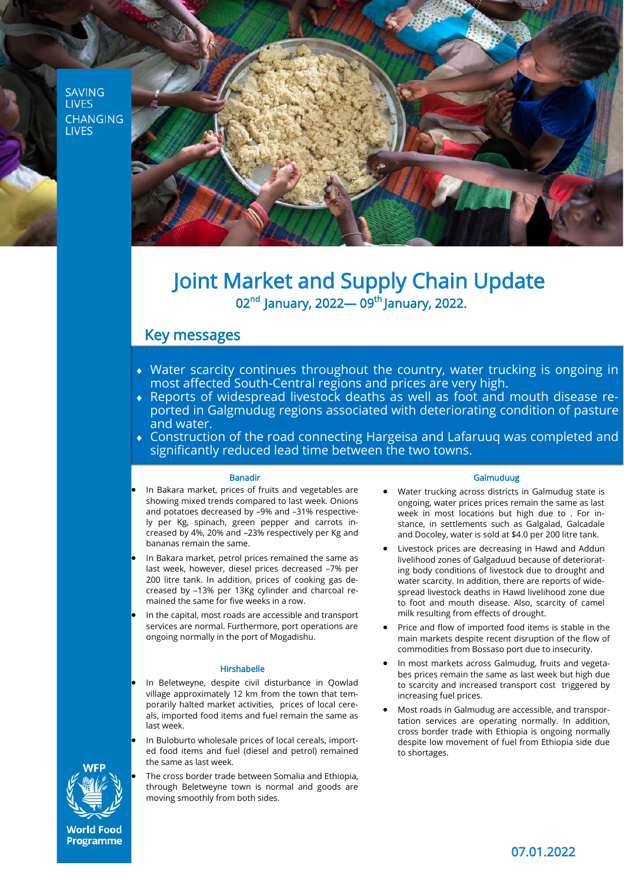SAVING LIVES CHANGING LIVES

# Joint Market and Supply Chain Update

02nd January, 2022— 09th January, 2022.

## Key messages

- Water scarcity continues throughout the country, water trucking is ongoing in most affected South-Central regions and prices are very high.
- Reports of widespread livestock deaths as well as foot and mouth disease reported in Galgmudug regions associated with deteriorating condition of pasture and water.
- Construction of the road connecting Hargeisa and Lafaruuq was completed and significantly reduced lead time between the two towns.

### Banadir

- In Bakara market, prices of fruits and vegetables are showing mixed trends compared to last week. Onions and potatoes decreased by –9% and –31% respectively per Kg, spinach, green pepper and carrots increased by 4%, 20% and –23% respectively per Kg and bananas remain the same.
- In Bakara market, petrol prices remained the same as last week, however, diesel prices decreased –7% per 200 litre tank. In addition, prices of cooking gas decreased by –13% per 13Kg cylinder and charcoal remained the same for five weeks in a row.
- In the capital, most roads are accessible and transport services are normal. Furthermore, port operations are ongoing normally in the port of Mogadishu.

### Hirshabelle

- In Beletweyne, despite civil disturbance in Qowlad village approximately 12 km from the town that temporarily halted market activities, prices of local cereals, imported food items and fuel remain the same as last week.
- In Buloburto wholesale prices of local cereals, imported food items and fuel (diesel and petrol) remained the same as last week.
- The cross border trade between Somalia and Ethiopia, through Beletweyne town is normal and goods are moving smoothly from both sides.

### Galmuduug

- Water trucking across districts in Galmudug state is ongoing, water prices prices remain the same as last week in most locations but high due to . For instance, in settlements such as Galgalad, Galcadale and Docoley, water is sold at $4.0 per 200 litre tank.
- Livestock prices are decreasing in Hawd and Addun livelihood zones of Galgaduud because of deteriorating body conditions of livestock due to drought and water scarcity. In addition, there are reports of widespread livestock deaths in Hawd livelihood zone due to foot and mouth disease. Also, scarcity of camel milk resulting from effects of drought.
- Price and flow of imported food items is stable in the main markets despite recent disruption of the flow of commodities from Bossaso port due to insecurity.
- In most markets across Galmudug, fruits and vegetabes prices remain the same as last week but high due to scarcity and increased transport cost triggered by increasing fuel prices.
- Most roads in Galmudug are accessible, and transportation services are operating normally. In addition, cross border trade with Ethiopia is ongoing normally despite low movement of fuel from Ethiopia side due to shortages.

WFP World Food Programme

07.01.2022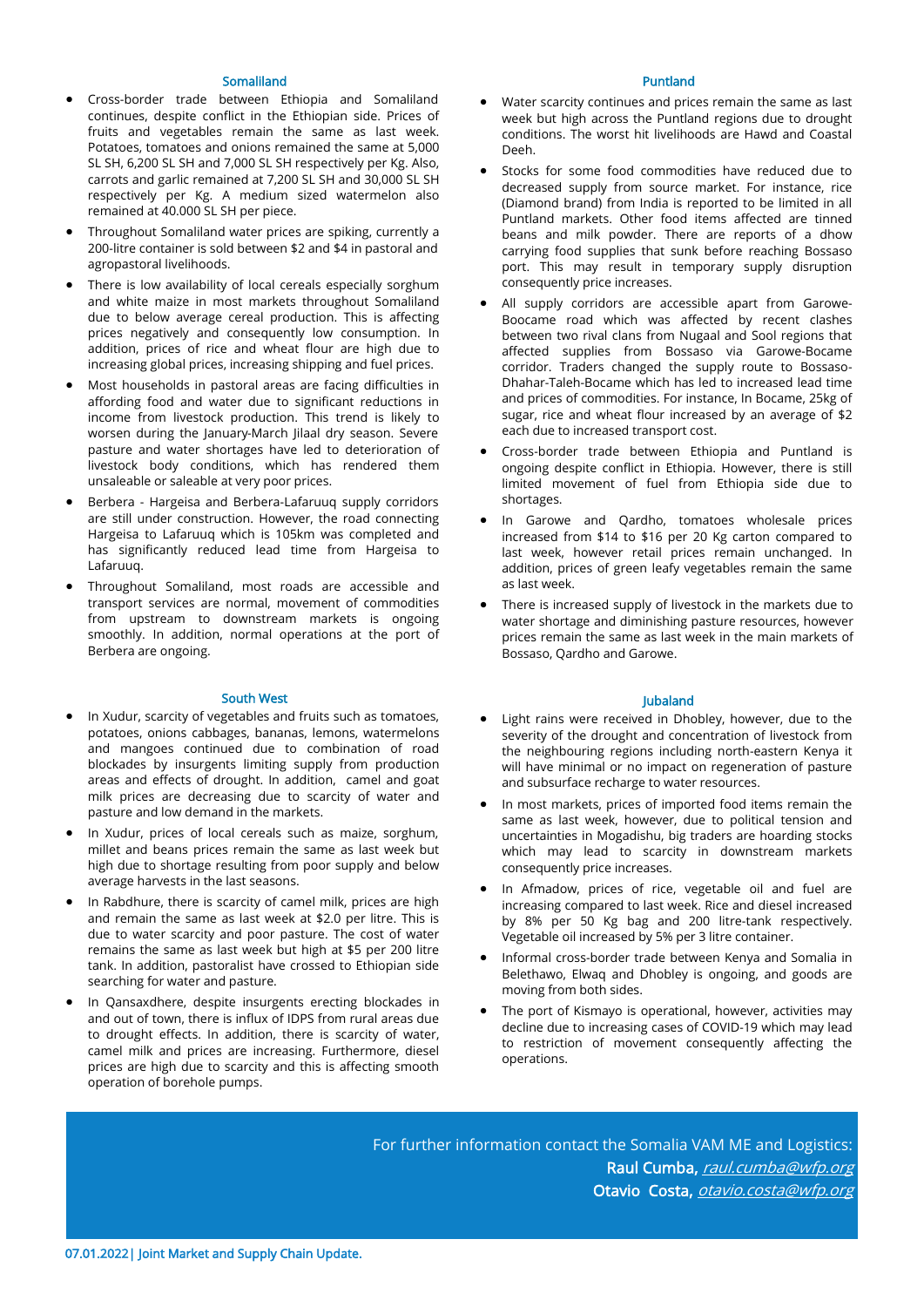## Somaliland

- Cross-border trade between Ethiopia and Somaliland continues, despite conflict in the Ethiopian side. Prices of fruits and vegetables remain the same as last week. Potatoes, tomatoes and onions remained the same at 5,000 SL SH, 6,200 SL SH and 7,000 SL SH respectively per Kg. Also, carrots and garlic remained at 7,200 SL SH and 30,000 SL SH respectively per Kg. A medium sized watermelon also remained at 40.000 SL SH per piece.
- Throughout Somaliland water prices are spiking, currently a 200-litre container is sold between $2 and $4 in pastoral and agropastoral livelihoods.
- There is low availability of local cereals especially sorghum and white maize in most markets throughout Somaliland due to below average cereal production. This is affecting prices negatively and consequently low consumption. In addition, prices of rice and wheat flour are high due to increasing global prices, increasing shipping and fuel prices.
- Most households in pastoral areas are facing difficulties in affording food and water due to significant reductions in income from livestock production. This trend is likely to worsen during the January-March Jilaal dry season. Severe pasture and water shortages have led to deterioration of livestock body conditions, which has rendered them unsaleable or saleable at very poor prices.
- Berbera - Hargeisa and Berbera-Lafaruuq supply corridors are still under construction. However, the road connecting Hargeisa to Lafaruuq which is 105km was completed and has significantly reduced lead time from Hargeisa to Lafaruuq.
- Throughout Somaliland, most roads are accessible and transport services are normal, movement of commodities from upstream to downstream markets is ongoing smoothly. In addition, normal operations at the port of Berbera are ongoing.

## South West

- In Xudur, scarcity of vegetables and fruits such as tomatoes, potatoes, onions cabbages, bananas, lemons, watermelons and mangoes continued due to combination of road blockades by insurgents limiting supply from production areas and effects of drought. In addition, camel and goat milk prices are decreasing due to scarcity of water and pasture and low demand in the markets.
- In Xudur, prices of local cereals such as maize, sorghum, millet and beans prices remain the same as last week but high due to shortage resulting from poor supply and below average harvests in the last seasons.
- In Rabdhure, there is scarcity of camel milk, prices are high and remain the same as last week at $2.0 per litre. This is due to water scarcity and poor pasture. The cost of water remains the same as last week but high at $5 per 200 litre tank. In addition, pastoralist have crossed to Ethiopian side searching for water and pasture.
- In Qansaxdhere, despite insurgents erecting blockades in and out of town, there is influx of IDPS from rural areas due to drought effects. In addition, there is scarcity of water, camel milk and prices are increasing. Furthermore, diesel prices are high due to scarcity and this is affecting smooth operation of borehole pumps.

## Puntland

- Water scarcity continues and prices remain the same as last week but high across the Puntland regions due to drought conditions. The worst hit livelihoods are Hawd and Coastal Deeh.
- Stocks for some food commodities have reduced due to decreased supply from source market. For instance, rice (Diamond brand) from India is reported to be limited in all Puntland markets. Other food items affected are tinned beans and milk powder. There are reports of a dhow carrying food supplies that sunk before reaching Bossaso port. This may result in temporary supply disruption consequently price increases.
- All supply corridors are accessible apart from Garowe-Boocame road which was affected by recent clashes between two rival clans from Nugaal and Sool regions that affected supplies from Bossaso via Garowe-Bocame corridor. Traders changed the supply route to Bossaso-Dhahar-Taleh-Bocame which has led to increased lead time and prices of commodities. For instance, In Bocame, 25kg of sugar, rice and wheat flour increased by an average of $2 each due to increased transport cost.
- Cross-border trade between Ethiopia and Puntland is ongoing despite conflict in Ethiopia. However, there is still limited movement of fuel from Ethiopia side due to shortages.
- In Garowe and Qardho, tomatoes wholesale prices increased from $14 to $16 per 20 Kg carton compared to last week, however retail prices remain unchanged. In addition, prices of green leafy vegetables remain the same as last week.
- There is increased supply of livestock in the markets due to water shortage and diminishing pasture resources, however prices remain the same as last week in the main markets of Bossaso, Qardho and Garowe.

## Jubaland

- Light rains were received in Dhobley, however, due to the severity of the drought and concentration of livestock from the neighbouring regions including north-eastern Kenya it will have minimal or no impact on regeneration of pasture and subsurface recharge to water resources.
- In most markets, prices of imported food items remain the same as last week, however, due to political tension and uncertainties in Mogadishu, big traders are hoarding stocks which may lead to scarcity in downstream markets consequently price increases.
- In Afmadow, prices of rice, vegetable oil and fuel are increasing compared to last week. Rice and diesel increased by 8% per 50 Kg bag and 200 litre-tank respectively. Vegetable oil increased by 5% per 3 litre container.
- Informal cross-border trade between Kenya and Somalia in Belethawo, Elwaq and Dhobley is ongoing, and goods are moving from both sides.
- The port of Kismayo is operational, however, activities may decline due to increasing cases of COVID-19 which may lead to restriction of movement consequently affecting the operations.

For further information contact the Somalia VAM ME and Logistics:
**Raul Cumba,** *raul.cumba@wfp.org*
**Otavio Costa,** *otavio.costa@wfp.org*